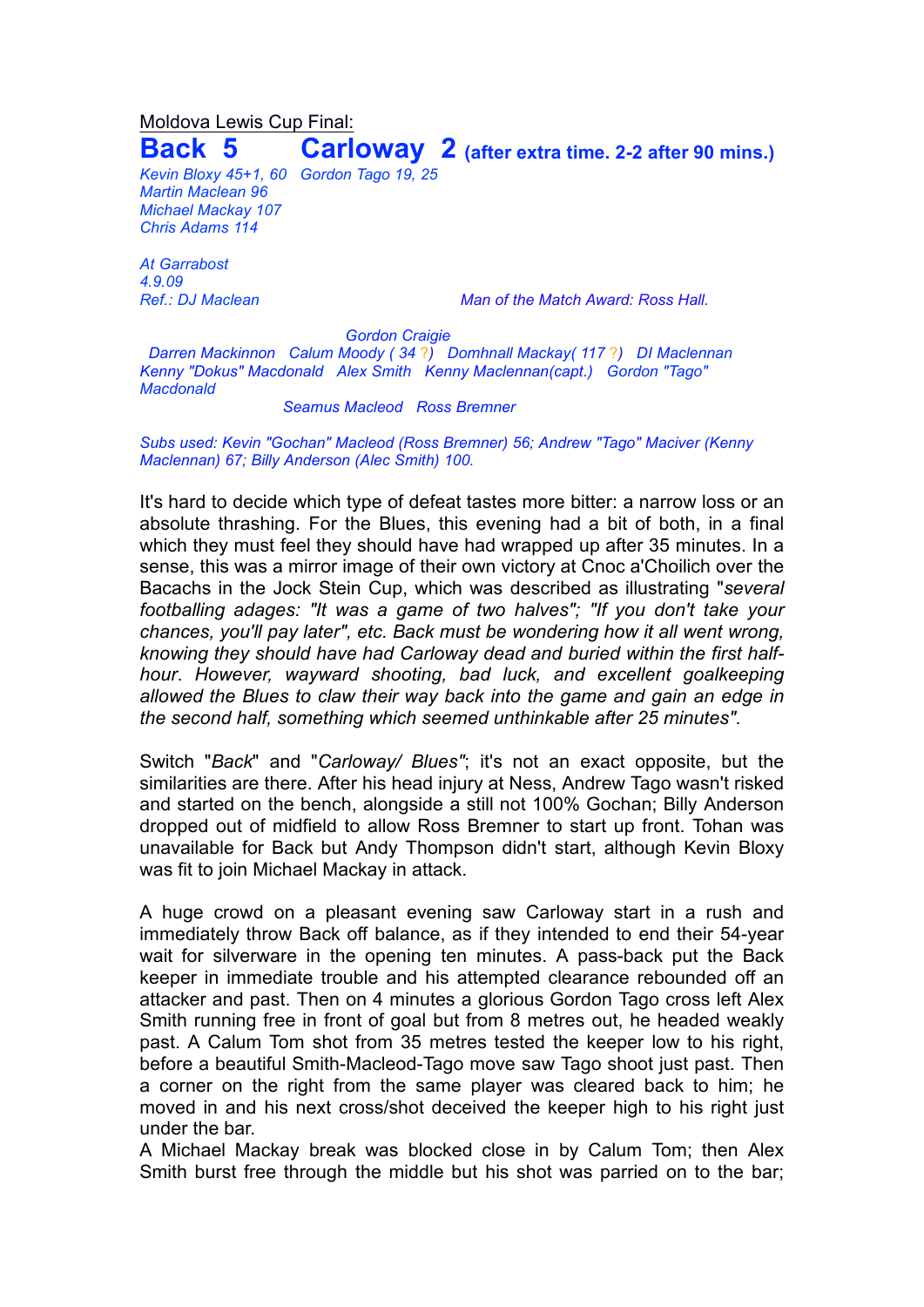Moldova Lewis Cup Final:

# Back 5 Carloway 2 (after extra time. 2-2 after 90 mins.)

*Kevin Bloxy 45+1, 60* *Gordon Tago 19, 25*
*Martin Maclean 96*
*Michael Mackay 107*
*Chris Adams 114*

*At Garrabost*
*4.9.09*
*Ref.: DJ Maclean* *Man of the Match Award: Ross Hall.*

*Gordon Craigie*
*Darren Mackinnon Calum Moody ( 34 ?) Domhnall Mackay( 117 ?) DI Maclennan*
*Kenny "Dokus" Macdonald Alex Smith Kenny Maclennan(capt.) Gordon "Tago" Macdonald*
*Seamus Macleod Ross Bremner*

*Subs used: Kevin "Gochan" Macleod (Ross Bremner) 56; Andrew "Tago" Maciver (Kenny Maclennan) 67; Billy Anderson (Alec Smith) 100.*

It's hard to decide which type of defeat tastes more bitter: a narrow loss or an absolute thrashing. For the Blues, this evening had a bit of both, in a final which they must feel they should have had wrapped up after 35 minutes. In a sense, this was a mirror image of their own victory at Cnoc a'Choilich over the Bacachs in the Jock Stein Cup, which was described as illustrating "*several footballing adages: "It was a game of two halves"; "If you don't take your chances, you'll pay later", etc. Back must be wondering how it all went wrong, knowing they should have had Carloway dead and buried within the first half-hour. However, wayward shooting, bad luck, and excellent goalkeeping allowed the Blues to claw their way back into the game and gain an edge in the second half, something which seemed unthinkable after 25 minutes"*.

Switch "*Back*" and "*Carloway/ Blues"*; it's not an exact opposite, but the similarities are there. After his head injury at Ness, Andrew Tago wasn't risked and started on the bench, alongside a still not 100% Gochan; Billy Anderson dropped out of midfield to allow Ross Bremner to start up front. Tohan was unavailable for Back but Andy Thompson didn't start, although Kevin Bloxy was fit to join Michael Mackay in attack.

A huge crowd on a pleasant evening saw Carloway start in a rush and immediately throw Back off balance, as if they intended to end their 54-year wait for silverware in the opening ten minutes. A pass-back put the Back keeper in immediate trouble and his attempted clearance rebounded off an attacker and past. Then on 4 minutes a glorious Gordon Tago cross left Alex Smith running free in front of goal but from 8 metres out, he headed weakly past. A Calum Tom shot from 35 metres tested the keeper low to his right, before a beautiful Smith-Macleod-Tago move saw Tago shoot just past. Then a corner on the right from the same player was cleared back to him; he moved in and his next cross/shot deceived the keeper high to his right just under the bar.
A Michael Mackay break was blocked close in by Calum Tom; then Alex Smith burst free through the middle but his shot was parried on to the bar;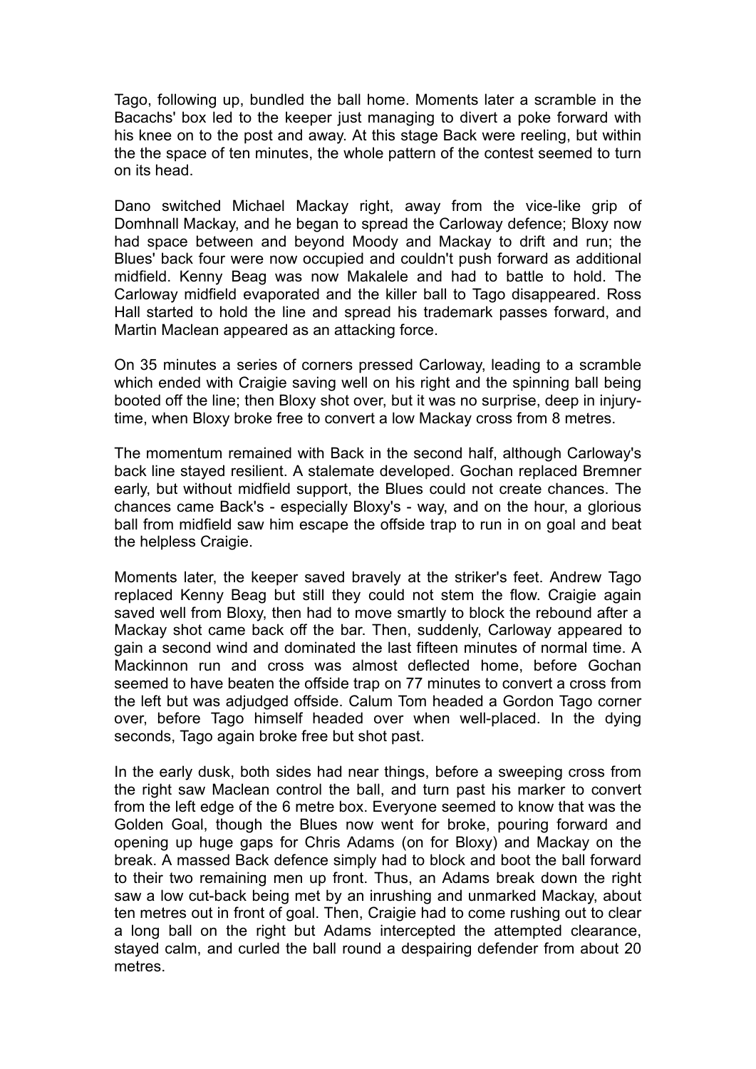Tago, following up, bundled the ball home. Moments later a scramble in the Bacachs' box led to the keeper just managing to divert a poke forward with his knee on to the post and away. At this stage Back were reeling, but within the the space of ten minutes, the whole pattern of the contest seemed to turn on its head.

Dano switched Michael Mackay right, away from the vice-like grip of Domhnall Mackay, and he began to spread the Carloway defence; Bloxy now had space between and beyond Moody and Mackay to drift and run; the Blues' back four were now occupied and couldn't push forward as additional midfield. Kenny Beag was now Makalele and had to battle to hold. The Carloway midfield evaporated and the killer ball to Tago disappeared. Ross Hall started to hold the line and spread his trademark passes forward, and Martin Maclean appeared as an attacking force.

On 35 minutes a series of corners pressed Carloway, leading to a scramble which ended with Craigie saving well on his right and the spinning ball being booted off the line; then Bloxy shot over, but it was no surprise, deep in injury-time, when Bloxy broke free to convert a low Mackay cross from 8 metres.

The momentum remained with Back in the second half, although Carloway's back line stayed resilient. A stalemate developed. Gochan replaced Bremner early, but without midfield support, the Blues could not create chances. The chances came Back's - especially Bloxy's - way, and on the hour, a glorious ball from midfield saw him escape the offside trap to run in on goal and beat the helpless Craigie.

Moments later, the keeper saved bravely at the striker's feet. Andrew Tago replaced Kenny Beag but still they could not stem the flow. Craigie again saved well from Bloxy, then had to move smartly to block the rebound after a Mackay shot came back off the bar. Then, suddenly, Carloway appeared to gain a second wind and dominated the last fifteen minutes of normal time. A Mackinnon run and cross was almost deflected home, before Gochan seemed to have beaten the offside trap on 77 minutes to convert a cross from the left but was adjudged offside. Calum Tom headed a Gordon Tago corner over, before Tago himself headed over when well-placed. In the dying seconds, Tago again broke free but shot past.

In the early dusk, both sides had near things, before a sweeping cross from the right saw Maclean control the ball, and turn past his marker to convert from the left edge of the 6 metre box. Everyone seemed to know that was the Golden Goal, though the Blues now went for broke, pouring forward and opening up huge gaps for Chris Adams (on for Bloxy) and Mackay on the break. A massed Back defence simply had to block and boot the ball forward to their two remaining men up front. Thus, an Adams break down the right saw a low cut-back being met by an inrushing and unmarked Mackay, about ten metres out in front of goal. Then, Craigie had to come rushing out to clear a long ball on the right but Adams intercepted the attempted clearance, stayed calm, and curled the ball round a despairing defender from about 20 metres.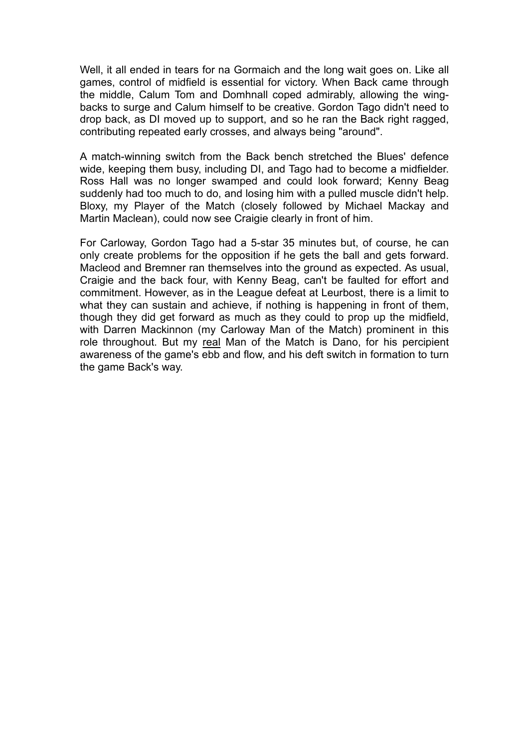Well, it all ended in tears for na Gormaich and the long wait goes on. Like all games, control of midfield is essential for victory. When Back came through the middle, Calum Tom and Domhnall coped admirably, allowing the wing-backs to surge and Calum himself to be creative. Gordon Tago didn't need to drop back, as DI moved up to support, and so he ran the Back right ragged, contributing repeated early crosses, and always being "around".

A match-winning switch from the Back bench stretched the Blues' defence wide, keeping them busy, including DI, and Tago had to become a midfielder. Ross Hall was no longer swamped and could look forward; Kenny Beag suddenly had too much to do, and losing him with a pulled muscle didn't help. Bloxy, my Player of the Match (closely followed by Michael Mackay and Martin Maclean), could now see Craigie clearly in front of him.

For Carloway, Gordon Tago had a 5-star 35 minutes but, of course, he can only create problems for the opposition if he gets the ball and gets forward. Macleod and Bremner ran themselves into the ground as expected. As usual, Craigie and the back four, with Kenny Beag, can't be faulted for effort and commitment. However, as in the League defeat at Leurbost, there is a limit to what they can sustain and achieve, if nothing is happening in front of them, though they did get forward as much as they could to prop up the midfield, with Darren Mackinnon (my Carloway Man of the Match) prominent in this role throughout. But my <u>real</u> Man of the Match is Dano, for his percipient awareness of the game's ebb and flow, and his deft switch in formation to turn the game Back's way.